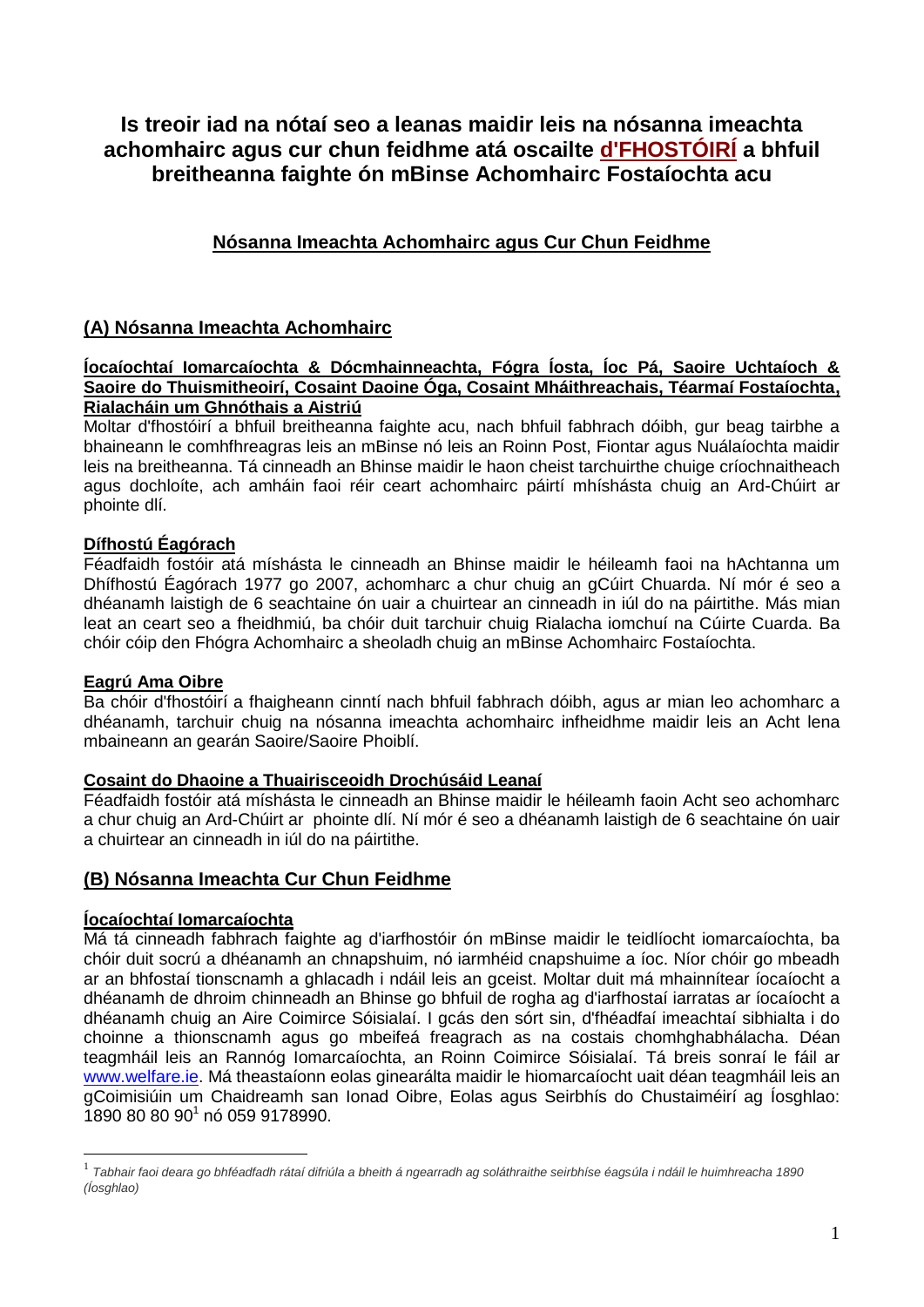# Is treoir iad na nótaí seo a leanas maidir leis na nósanna imeachta achomhairc agus cur chun feidhme atá oscailte d'FHOSTÓIRÍ a bhfuil breitheanna faighte ón mBinse Achomhairc Fostaíochta acu

## Nósanna Imeachta Achomhairc agus Cur Chun Feidhme

### (A) Nósanna Imeachta Achomhairc

**Íocaíochtaí Iomarcaíochta & Dócmhainneachta, Fógra Íosta, Íoc Pá, Saoire Uchtaíoch & Saoire do Thuismitheoirí, Cosaint Daoine Óga, Cosaint Mháithreachais, Téarmaí Fostaíochta, Rialacháin um Ghnóthais a Aistriú**

Moltar d'fhostóirí a bhfuil breitheanna faighte acu, nach bhfuil fabhrach dóibh, gur beag tairbhe a bhaineann le comhfhreagras leis an mBinse nó leis an Roinn Post, Fiontar agus Nuálaíochta maidir leis na breitheanna. Tá cinneadh an Bhinse maidir le haon cheist tarchuirthe chuige críochnaitheach agus dochloíte, ach amháin faoi réir ceart achomhairc páirtí mhíshásta chuig an Ard-Chúirt ar phointe dlí.

**Dífhostú Éagórach**

Féadfaidh fostóir atá míshásta le cinneadh an Bhinse maidir le héileamh faoi na hAchtanna um Dhífhostú Éagórach 1977 go 2007, achomharc a chur chuig an gCúirt Chuarda. Ní mór é seo a dhéanamh laistigh de 6 seachtaine ón uair a chuirtear an cinneadh in iúl do na páirtithe. Más mian leat an ceart seo a fheidhmiú, ba chóir duit tarchuir chuig Rialacha iomchuí na Cúirte Cuarda. Ba chóir cóip den Fhógra Achomhairc a sheoladh chuig an mBinse Achomhairc Fostaíochta.

**Eagrú Ama Oibre**

Ba chóir d'fhostóirí a fhaigheann cinntí nach bhfuil fabhrach dóibh, agus ar mian leo achomharc a dhéanamh, tarchuir chuig na nósanna imeachta achomhairc infheidhme maidir leis an Acht lena mbaineann an gearán Saoire/Saoire Phoiblí.

**Cosaint do Dhaoine a Thuairisceoidh Drochúsáid Leanaí**

Féadfaidh fostóir atá míshásta le cinneadh an Bhinse maidir le héileamh faoin Acht seo achomharc a chur chuig an Ard-Chúirt ar phointe dlí. Ní mór é seo a dhéanamh laistigh de 6 seachtaine ón uair a chuirtear an cinneadh in iúl do na páirtithe.

### (B) Nósanna Imeachta Cur Chun Feidhme

**Íocaíochtaí Iomarcaíochta**

Má tá cinneadh fabhrach faighte ag d'iarfhostóir ón mBinse maidir le teidlíocht iomarcaíochta, ba chóir duit socrú a dhéanamh an chnapshuim, nó iarmhéid cnapshuime a íoc. Níor chóir go mbeadh ar an bhfostaí tionscnamh a ghlacadh i ndáil leis an gceist. Moltar duit má mhainnítear íocaíocht a dhéanamh de dhroim chinneadh an Bhinse go bhfuil de rogha ag d'iarfhostaí iarratas ar íocaíocht a dhéanamh chuig an Aire Coimirce Sóisialaí. I gcás den sórt sin, d'fhéadfaí imeachtaí sibhialta i do choinne a thionscnamh agus go mbeifeá freagrach as na costais chomhghabhálacha. Déan teagmháil leis an Rannóg Iomarcaíochta, an Roinn Coimirce Sóisialaí. Tá breis sonraí le fáil ar www.welfare.ie. Má theastaíonn eolas ginearálta maidir le hiomarcaíocht uait déan teagmháil leis an gCoimisiún um Chaidreamh san Ionad Oibre, Eolas agus Seirbhís do Chustaiméirí ag Íosghlao: 1890 80 80 90[1] nó 059 9178990.

---

[1] *Tabhair faoi deara go bhféadfadh rátaí difriúla a bheith á ngearradh ag soláthraithe seirbhíse éagsúla i ndáil le huimhreacha 1890 (Íosghlao)*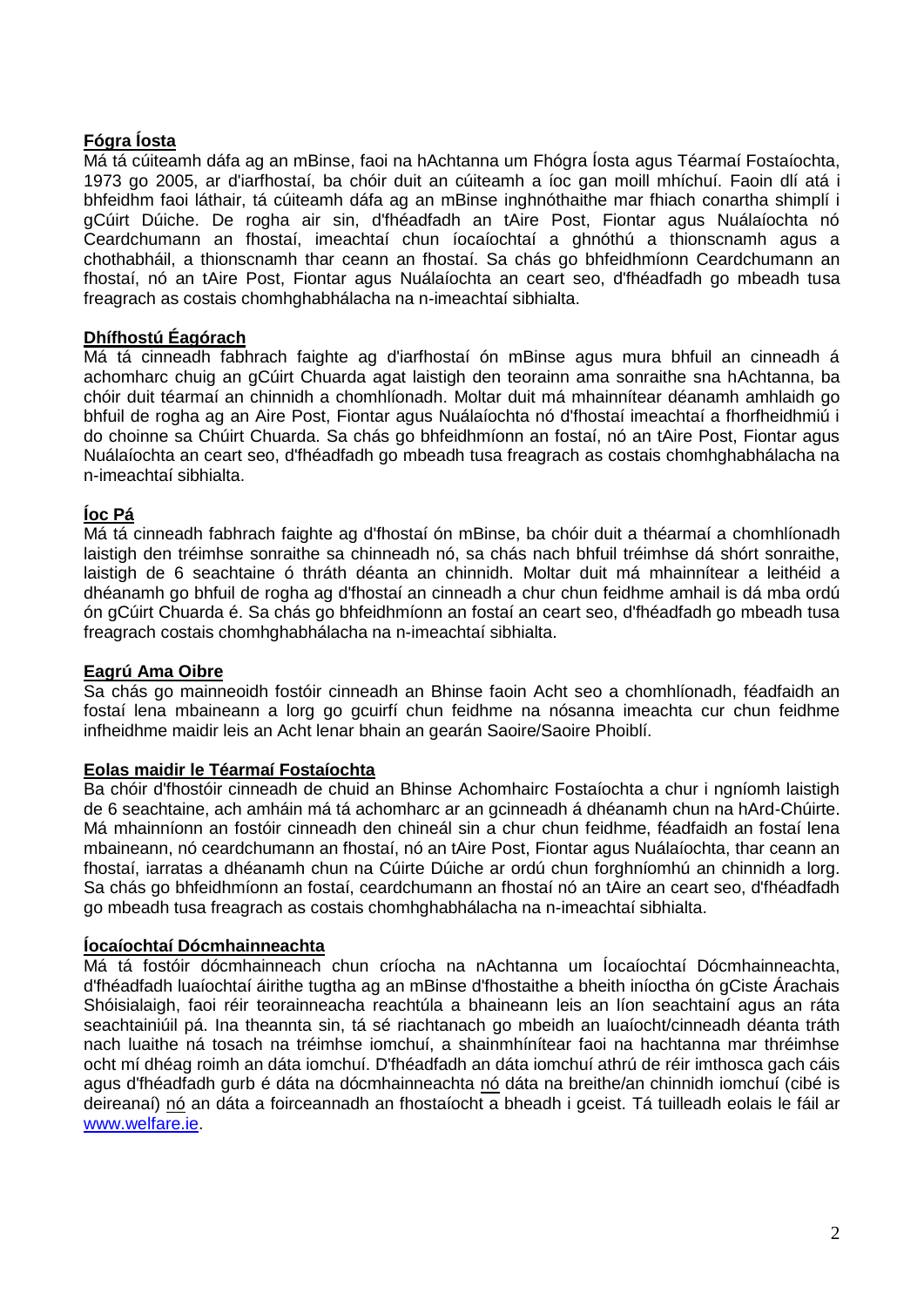**Fógra Íosta**

Má tá cúiteamh dáfa ag an mBinse, faoi na hAchtanna um Fhógra Íosta agus Téarmaí Fostaíochta, 1973 go 2005, ar d'iarfhostaí, ba chóir duit an cúiteamh a íoc gan moill mhíchuí. Faoin dlí atá i bhfeidhm faoi láthair, tá cúiteamh dáfa ag an mBinse inghnóthaithe mar fhiach conartha shimplí i gCúirt Dúiche. De rogha air sin, d'fhéadfadh an tAire Post, Fiontar agus Nuálaíochta nó Ceardchumann an fhostaí, imeachtaí chun íocaíochtaí a ghnóthú a thionscnamh agus a chothabháil, a thionscnamh thar ceann an fhostaí. Sa chás go bhfeidhmíonn Ceardchumann an fhostaí, nó an tAire Post, Fiontar agus Nuálaíochta an ceart seo, d'fhéadfadh go mbeadh tusa freagrach as costais chomhghabhálacha na n-imeachtaí sibhialta.

**Dhífhostú Éagórach**

Má tá cinneadh fabhrach faighte ag d'iarfhostaí ón mBinse agus mura bhfuil an cinneadh á achomharc chuig an gCúirt Chuarda agat laistigh den teorainn ama sonraithe sna hAchtanna, ba chóir duit téarmaí an chinnidh a chomhlíonadh. Moltar duit má mhainnítear déanamh amhlaidh go bhfuil de rogha ag an Aire Post, Fiontar agus Nuálaíochta nó d'fhostaí imeachtaí a fhorfheidhmiú i do choinne sa Chúirt Chuarda. Sa chás go bhfeidhmíonn an fostaí, nó an tAire Post, Fiontar agus Nuálaíochta an ceart seo, d'fhéadfadh go mbeadh tusa freagrach as costais chomhghabhálacha na n-imeachtaí sibhialta.

**Íoc Pá**

Má tá cinneadh fabhrach faighte ag d'fhostaí ón mBinse, ba chóir duit a théarmaí a chomhlíonadh laistigh den tréimhse sonraithe sa chinneadh nó, sa chás nach bhfuil tréimhse dá shórt sonraithe, laistigh de 6 seachtaine ó thráth déanta an chinnidh. Moltar duit má mhainnítear a leithéid a dhéanamh go bhfuil de rogha ag d'fhostaí an cinneadh a chur chun feidhme amhail is dá mba ordú ón gCúirt Chuarda é. Sa chás go bhfeidhmíonn an fostaí an ceart seo, d'fhéadfadh go mbeadh tusa freagrach costais chomhghabhálacha na n-imeachtaí sibhialta.

**Eagrú Ama Oibre**

Sa chás go mainneoidh fostóir cinneadh an Bhinse faoin Acht seo a chomhlíonadh, féadfaidh an fostaí lena mbaineann a lorg go gcuirfí chun feidhme na nósanna imeachta cur chun feidhme infheidhme maidir leis an Acht lenar bhain an gearán Saoire/Saoire Phoiblí.

**Eolas maidir le Téarmaí Fostaíochta**

Ba chóir d'fhostóir cinneadh de chuid an Bhinse Achomhairc Fostaíochta a chur i ngníomh laistigh de 6 seachtaine, ach amháin má tá achomharc ar an gcinneadh á dhéanamh chun na hArd-Chúirte. Má mhainníonn an fostóir cinneadh den chineál sin a chur chun feidhme, féadfaidh an fostaí lena mbaineann, nó ceardchumann an fhostaí, nó an tAire Post, Fiontar agus Nuálaíochta, thar ceann an fhostaí, iarratas a dhéanamh chun na Cúirte Dúiche ar ordú chun forghníomhú an chinnidh a lorg. Sa chás go bhfeidhmíonn an fostaí, ceardchumann an fhostaí nó an tAire an ceart seo, d'fhéadfadh go mbeadh tusa freagrach as costais chomhghabhálacha na n-imeachtaí sibhialta.

**Íocaíochtaí Dócmhainneachta**

Má tá fostóir dócmhainneach chun críocha na nAchtanna um Íocaíochtaí Dócmhainneachta, d'fhéadfadh luaíochtaí áirithe tugtha ag an mBinse d'fhostaithe a bheith iníoctha ón gCiste Árachais Shóisialaigh, faoi réir teorainneacha reachtúla a bhaineann leis an líon seachtainí agus an ráta seachtainiúil pá. Ina theannta sin, tá sé riachtanach go mbeidh an luaíocht/cinneadh déanta tráth nach luaithe ná tosach na tréimhse iomchuí, a shainmhínítear faoi na hachtanna mar thréimhse ocht mí dhéag roimh an dáta iomchuí. D'fhéadfadh an dáta iomchuí athrú de réir imthosca gach cáis agus d'fhéadfadh gurb é dáta na dócmhainneachta nó dáta na breithe/an chinnidh iomchuí (cibé is deireanaí) nó an dáta a foirceannadh an fhostaíocht a bheadh i gceist. Tá tuilleadh eolais le fáil ar [www.welfare.ie](http://www.welfare.ie).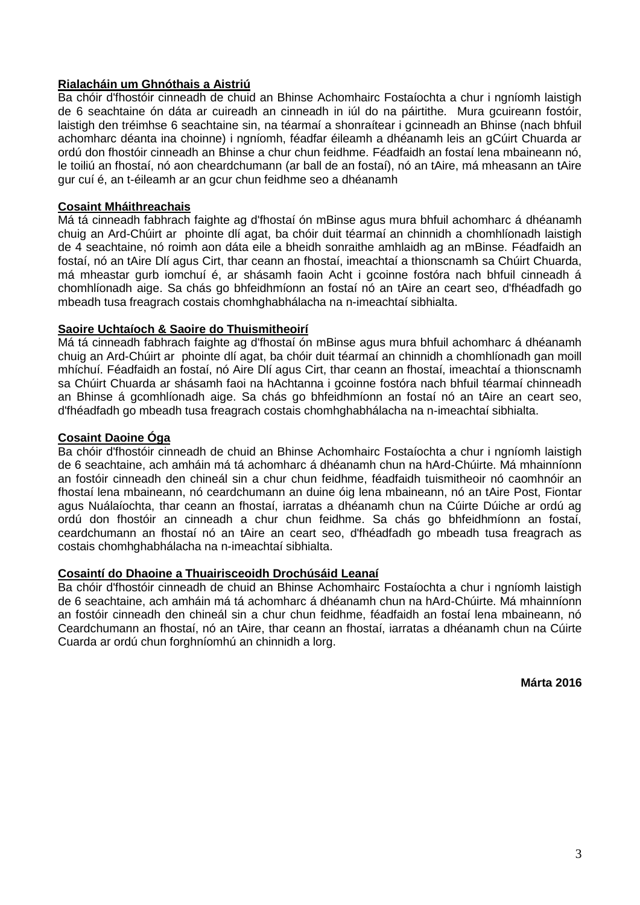**Rialacháin um Ghnóthais a Aistriú**

Ba chóir d'fhostóir cinneadh de chuid an Bhinse Achomhairc Fostaíochta a chur i ngníomh laistigh de 6 seachtaine ón dáta ar cuireadh an cinneadh in iúl do na páirtithe. Mura gcuireann fostóir, laistigh den tréimhse 6 seachtaine sin, na téarmaí a shonraítear i gcinneadh an Bhinse (nach bhfuil achomharc déanta ina choinne) i ngníomh, féadfar éileamh a dhéanamh leis an gCúirt Chuarda ar ordú don fhostóir cinneadh an Bhinse a chur chun feidhme. Féadfaidh an fostaí lena mbaineann nó, le toiliú an fhostaí, nó aon cheardchumann (ar ball de an fostaí), nó an tAire, má mheasann an tAire gur cuí é, an t-éileamh ar an gcur chun feidhme seo a dhéanamh

**Cosaint Mháithreachais**

Má tá cinneadh fabhrach faighte ag d'fhostaí ón mBinse agus mura bhfuil achomharc á dhéanamh chuig an Ard-Chúirt ar phointe dlí agat, ba chóir duit téarmaí an chinnidh a chomhlíonadh laistigh de 4 seachtaine, nó roimh aon dáta eile a bheidh sonraithe amhlaidh ag an mBinse. Féadfaidh an fostaí, nó an tAire Dlí agus Cirt, thar ceann an fhostaí, imeachtaí a thionscnamh sa Chúirt Chuarda, má mheastar gurb iomchuí é, ar shásamh faoin Acht i gcoinne fostóra nach bhfuil cinneadh á chomhlíonadh aige. Sa chás go bhfeidhmíonn an fostaí nó an tAire an ceart seo, d'fhéadfadh go mbeadh tusa freagrach costais chomhghabhálacha na n-imeachtaí sibhialta.

**Saoire Uchtaíoch & Saoire do Thuismitheoirí**

Má tá cinneadh fabhrach faighte ag d'fhostaí ón mBinse agus mura bhfuil achomharc á dhéanamh chuig an Ard-Chúirt ar phointe dlí agat, ba chóir duit téarmaí an chinnidh a chomhlíonadh gan moill mhíchuí. Féadfaidh an fostaí, nó Aire Dlí agus Cirt, thar ceann an fhostaí, imeachtaí a thionscnamh sa Chúirt Chuarda ar shásamh faoi na hAchtanna i gcoinne fostóra nach bhfuil téarmaí chinneadh an Bhinse á gcomhlíonadh aige. Sa chás go bhfeidhmíonn an fostaí nó an tAire an ceart seo, d'fhéadfadh go mbeadh tusa freagrach costais chomhghabhálacha na n-imeachtaí sibhialta.

**Cosaint Daoine Óga**

Ba chóir d'fhostóir cinneadh de chuid an Bhinse Achomhairc Fostaíochta a chur i ngníomh laistigh de 6 seachtaine, ach amháin má tá achomharc á dhéanamh chun na hArd-Chúirte. Má mhainníonn an fostóir cinneadh den chineál sin a chur chun feidhme, féadfaidh tuismitheoir nó caomhnóir an fhostaí lena mbaineann, nó ceardchumann an duine óig lena mbaineann, nó an tAire Post, Fiontar agus Nuálaíochta, thar ceann an fhostaí, iarratas a dhéanamh chun na Cúirte Dúiche ar ordú ag ordú don fhostóir an cinneadh a chur chun feidhme. Sa chás go bhfeidhmíonn an fostaí, ceardchumann an fhostaí nó an tAire an ceart seo, d'fhéadfadh go mbeadh tusa freagrach as costais chomhghabhálacha na n-imeachtaí sibhialta.

**Cosaintí do Dhaoine a Thuairisceoidh Drochúsáid Leanaí**

Ba chóir d'fhostóir cinneadh de chuid an Bhinse Achomhairc Fostaíochta a chur i ngníomh laistigh de 6 seachtaine, ach amháin má tá achomharc á dhéanamh chun na hArd-Chúirte. Má mhainníonn an fostóir cinneadh den chineál sin a chur chun feidhme, féadfaidh an fostaí lena mbaineann, nó Ceardchumann an fhostaí, nó an tAire, thar ceann an fhostaí, iarratas a dhéanamh chun na Cúirte Cuarda ar ordú chun forghníomhú an chinnidh a lorg.

**Márta 2016**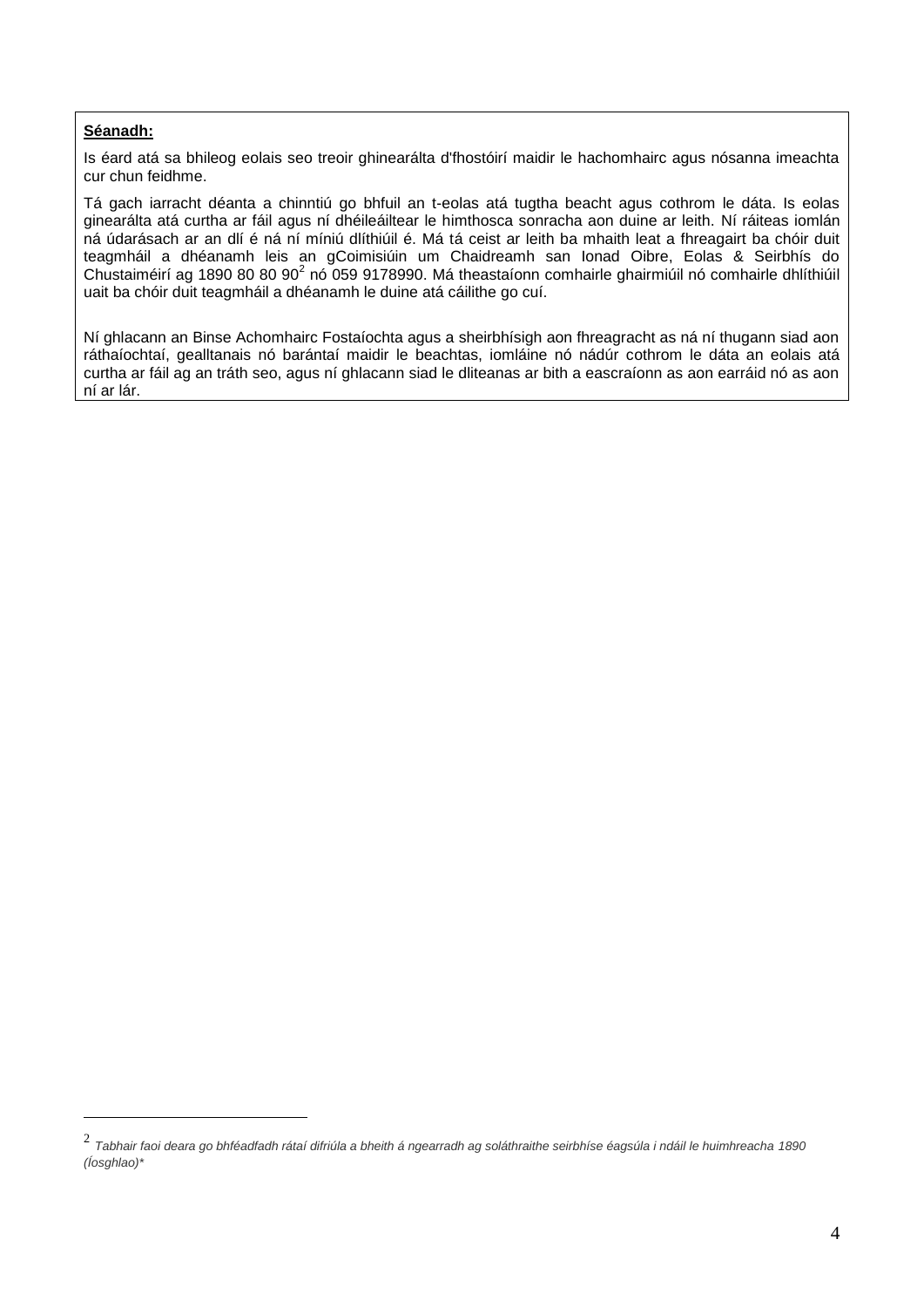**Séanadh:**

Is éard atá sa bhileog eolais seo treoir ghinearálta d'fhostóirí maidir le hachomhairc agus nósanna imeachta cur chun feidhme.

Tá gach iarracht déanta a chinntiú go bhfuil an t-eolas atá tugtha beacht agus cothrom le dáta. Is eolas ginearálta atá curtha ar fáil agus ní dhéileáiltear le himthosca sonracha aon duine ar leith. Ní ráiteas iomlán ná údarásach ar an dlí é ná ní míniú dlíthiúil é. Má tá ceist ar leith ba mhaith leat a fhreagairt ba chóir duit teagmháil a dhéanamh leis an gCoimisiúin um Chaidreamh san Ionad Oibre, Eolas & Seirbhís do Chustaiméirí ag 1890 80 80 90[2] nó 059 9178990. Má theastaíonn comhairle ghairmiúil nó comhairle dhlíthiúil uait ba chóir duit teagmháil a dhéanamh le duine atá cáilithe go cuí.

Ní ghlacann an Binse Achomhairc Fostaíochta agus a sheirbhísigh aon fhreagracht as ná ní thugann siad aon ráthaíochtaí, gealltanais nó barántaí maidir le beachtas, iomláine nó nádúr cothrom le dáta an eolais atá curtha ar fáil ag an tráth seo, agus ní ghlacann siad le dliteanas ar bith a eascraíonn as aon earráid nó as aon ní ar lár.

---

[2] *Tabhair faoi deara go bhféadfadh rátaí difriúla a bheith á ngearradh ag soláthraithe seirbhíse éagsúla i ndáil le huimhreacha 1890 (Íosghlao)**